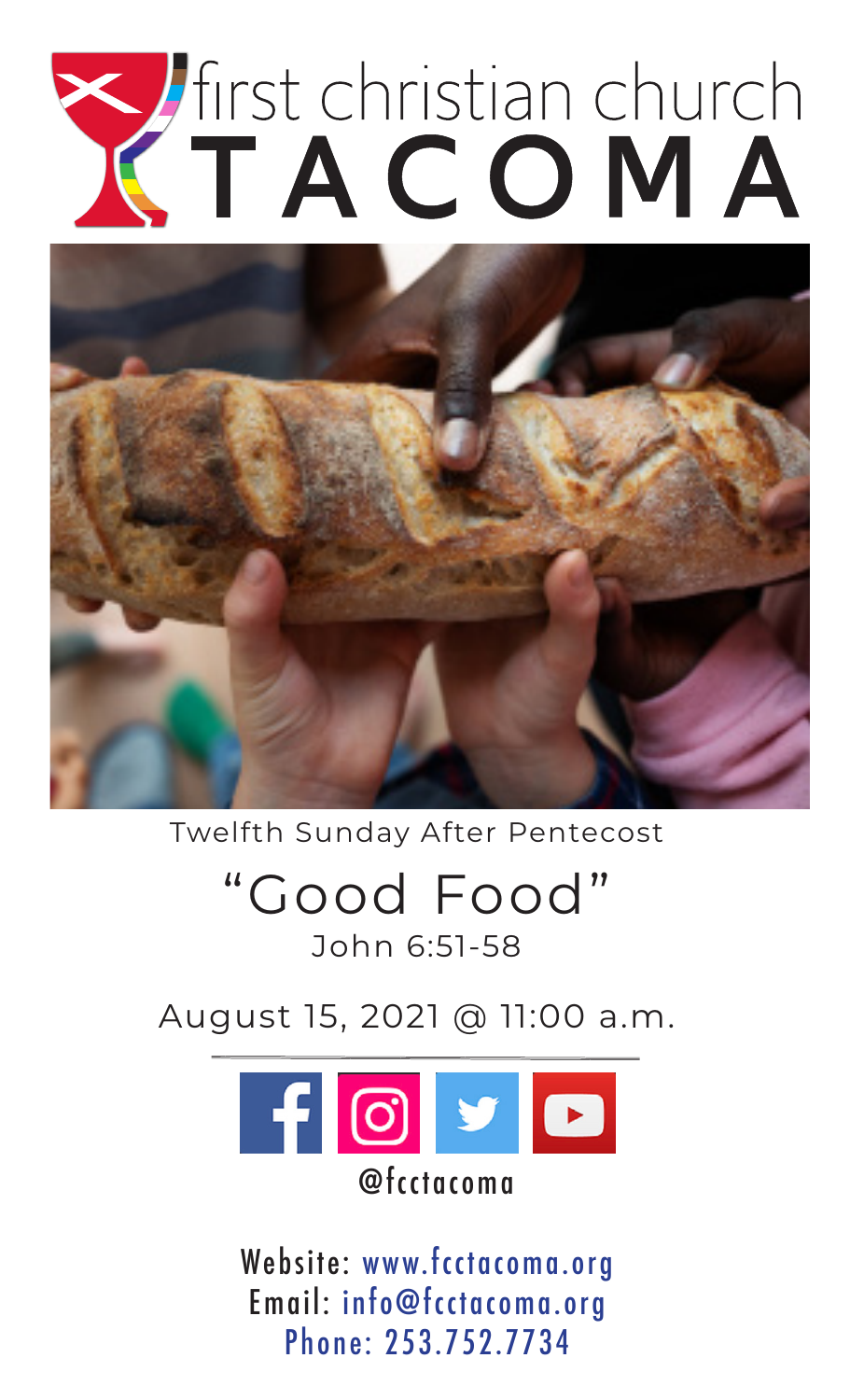# first christian church TACOMA

Twelfth Sunday After Pentecost

## "Good Food"

John 6:51-58

August 15, 2021 @ 11:00 a.m.

@fcctacoma

Website: www.fcctacoma.org
Email: info@fcctacoma.org
Phone: 253.752.7734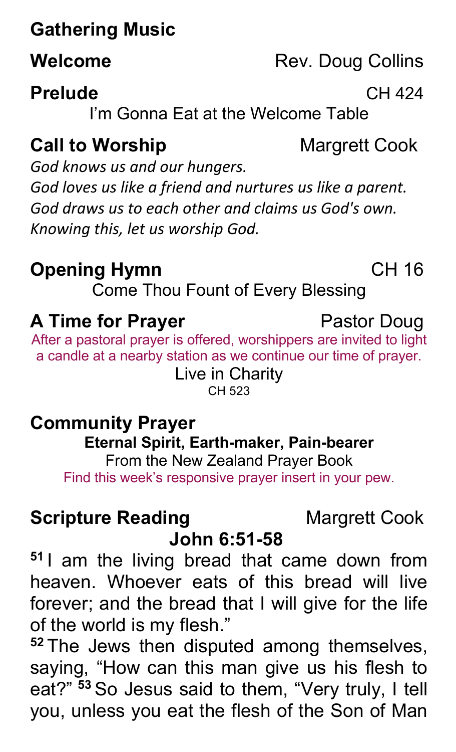**Gathering Music**

**Welcome** Rev. Doug Collins

**Prelude** CH 424

I'm Gonna Eat at the Welcome Table

**Call to Worship** Margrett Cook

*God knows us and our hungers.*
*God loves us like a friend and nurtures us like a parent.*
*God draws us to each other and claims us God's own.*
*Knowing this, let us worship God.*

**Opening Hymn** CH 16

Come Thou Fount of Every Blessing

**A Time for Prayer** Pastor Doug

After a pastoral prayer is offered, worshippers are invited to light a candle at a nearby station as we continue our time of prayer.

Live in Charity
CH 523

**Community Prayer**

**Eternal Spirit, Earth-maker, Pain-bearer**
From the New Zealand Prayer Book
Find this week's responsive prayer insert in your pew.

**Scripture Reading** Margrett Cook

**John 6:51-58**

**51** I am the living bread that came down from heaven. Whoever eats of this bread will live forever; and the bread that I will give for the life of the world is my flesh."
**52** The Jews then disputed among themselves, saying, "How can this man give us his flesh to eat?" **53** So Jesus said to them, "Very truly, I tell you, unless you eat the flesh of the Son of Man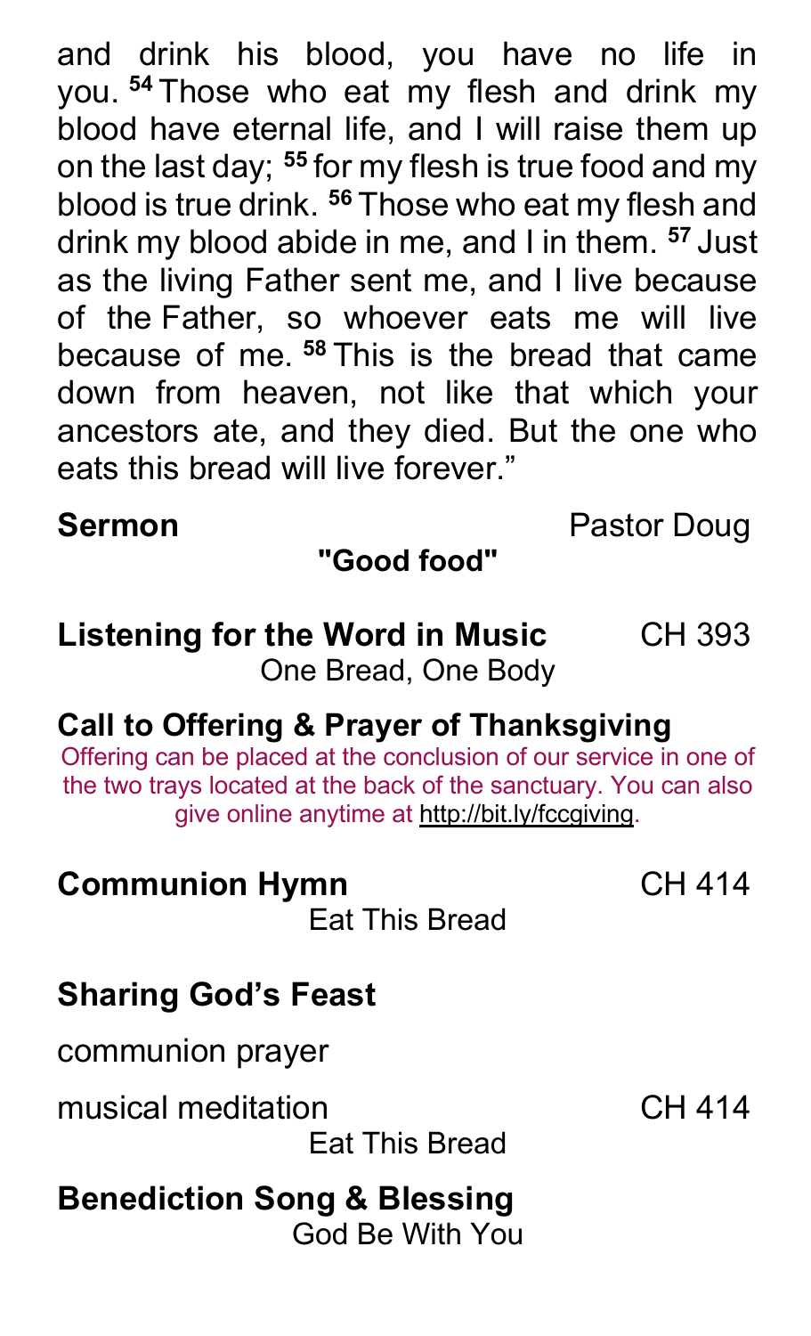and drink his blood, you have no life in you. [54] Those who eat my flesh and drink my blood have eternal life, and I will raise them up on the last day; [55] for my flesh is true food and my blood is true drink. [56] Those who eat my flesh and drink my blood abide in me, and I in them. [57] Just as the living Father sent me, and I live because of the Father, so whoever eats me will live because of me. [58] This is the bread that came down from heaven, not like that which your ancestors ate, and they died. But the one who eats this bread will live forever."

**Sermon** Pastor Doug

**"Good food"**

**Listening for the Word in Music** CH 393

One Bread, One Body

**Call to Offering & Prayer of Thanksgiving**

Offering can be placed at the conclusion of our service in one of the two trays located at the back of the sanctuary. You can also give online anytime at http://bit.ly/fccgiving.

**Communion Hymn** CH 414

Eat This Bread

**Sharing God's Feast**

communion prayer

musical meditation CH 414

Eat This Bread

**Benediction Song & Blessing**

God Be With You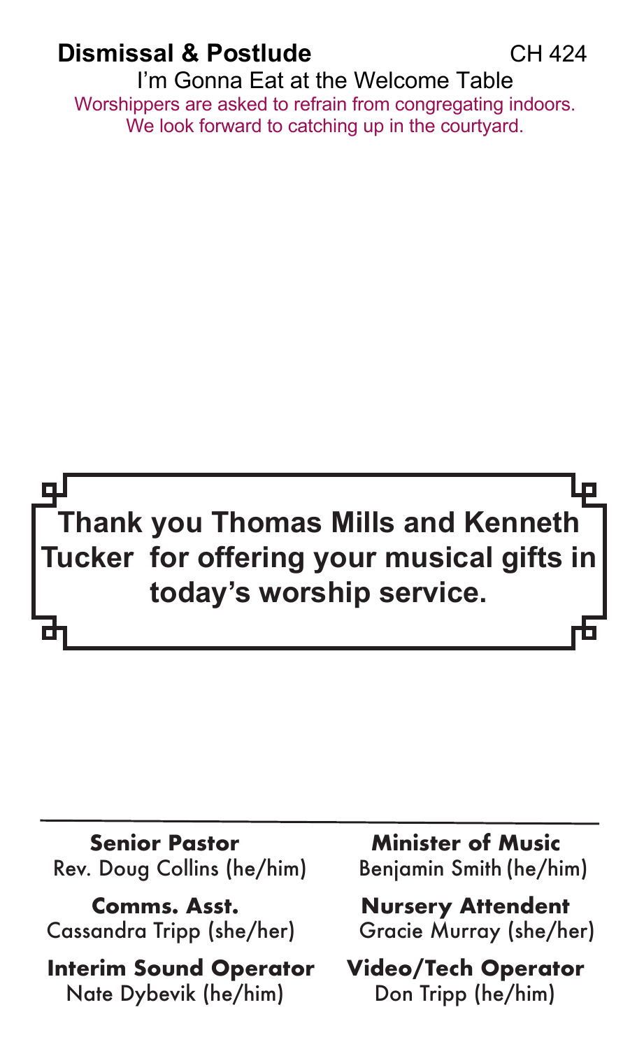**Dismissal & Postlude** CH 424

I'm Gonna Eat at the Welcome Table

Worshippers are asked to refrain from congregating indoors.
We look forward to catching up in the courtyard.

**Thank you Thomas Mills and Kenneth Tucker for offering your musical gifts in today's worship service.**

---

**Senior Pastor**
Rev. Doug Collins (he/him)

**Minister of Music**
Benjamin Smith (he/him)

**Comms. Asst.**
Cassandra Tripp (she/her)

**Nursery Attendent**
Gracie Murray (she/her)

**Interim Sound Operator**
Nate Dybevik (he/him)

**Video/Tech Operator**
Don Tripp (he/him)